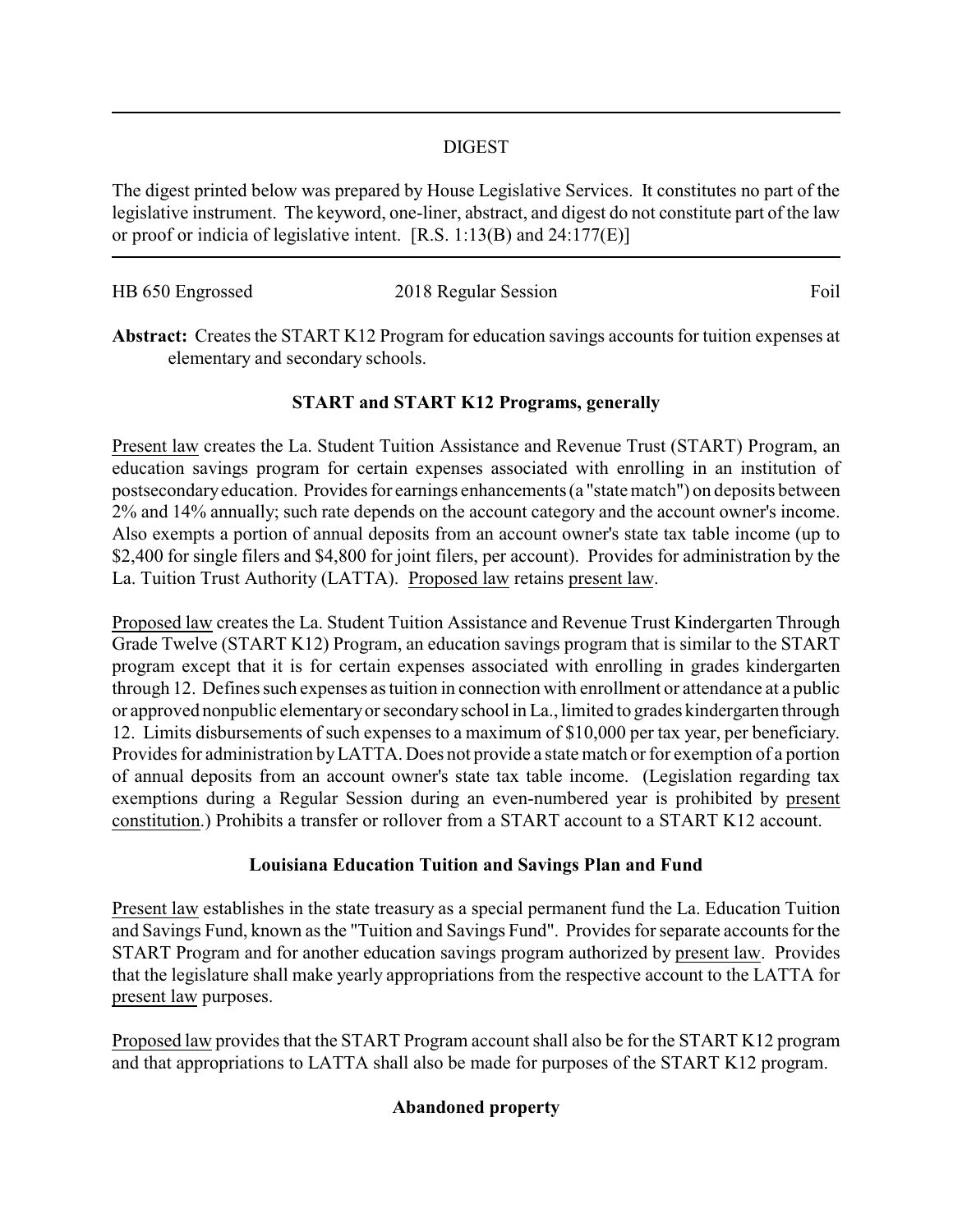## DIGEST

The digest printed below was prepared by House Legislative Services. It constitutes no part of the legislative instrument. The keyword, one-liner, abstract, and digest do not constitute part of the law or proof or indicia of legislative intent. [R.S. 1:13(B) and 24:177(E)]

HB 650 Engrossed | 2018 Regular Session | Foil

**Abstract:** Creates the START K12 Program for education savings accounts for tuition expenses at elementary and secondary schools.

### START and START K12 Programs, generally

Present law creates the La. Student Tuition Assistance and Revenue Trust (START) Program, an education savings program for certain expenses associated with enrolling in an institution of postsecondary education. Provides for earnings enhancements (a "state match") on deposits between 2% and 14% annually; such rate depends on the account category and the account owner's income. Also exempts a portion of annual deposits from an account owner's state tax table income (up to $2,400 for single filers and $4,800 for joint filers, per account). Provides for administration by the La. Tuition Trust Authority (LATTA). Proposed law retains present law.

Proposed law creates the La. Student Tuition Assistance and Revenue Trust Kindergarten Through Grade Twelve (START K12) Program, an education savings program that is similar to the START program except that it is for certain expenses associated with enrolling in grades kindergarten through 12. Defines such expenses as tuition in connection with enrollment or attendance at a public or approved nonpublic elementary or secondary school in La., limited to grades kindergarten through 12. Limits disbursements of such expenses to a maximum of $10,000 per tax year, per beneficiary. Provides for administration by LATTA. Does not provide a state match or for exemption of a portion of annual deposits from an account owner's state tax table income. (Legislation regarding tax exemptions during a Regular Session during an even-numbered year is prohibited by present constitution.) Prohibits a transfer or rollover from a START account to a START K12 account.

### Louisiana Education Tuition and Savings Plan and Fund

Present law establishes in the state treasury as a special permanent fund the La. Education Tuition and Savings Fund, known as the "Tuition and Savings Fund". Provides for separate accounts for the START Program and for another education savings program authorized by present law. Provides that the legislature shall make yearly appropriations from the respective account to the LATTA for present law purposes.

Proposed law provides that the START Program account shall also be for the START K12 program and that appropriations to LATTA shall also be made for purposes of the START K12 program.

### Abandoned property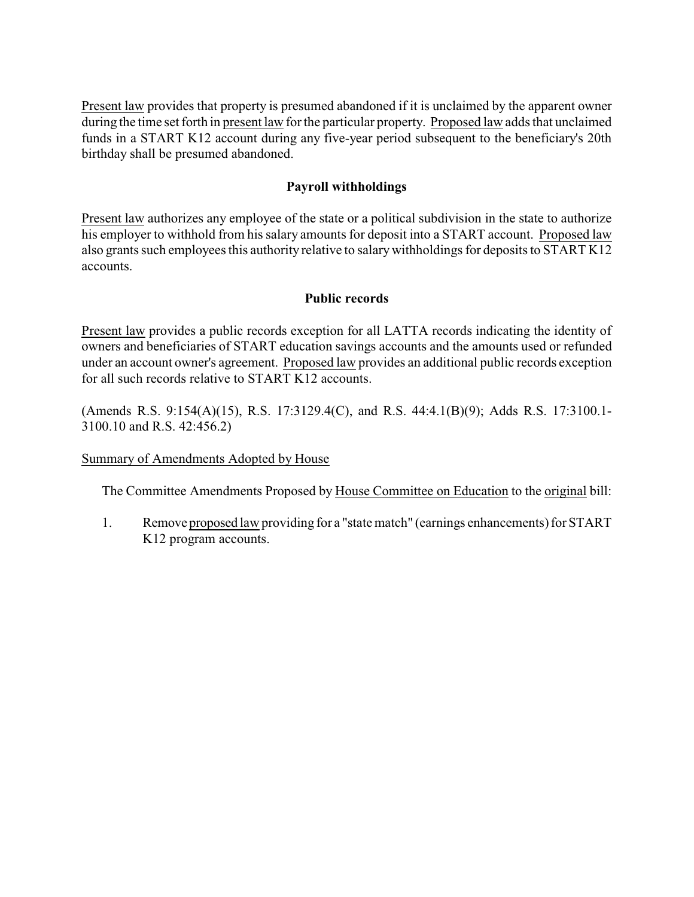Present law provides that property is presumed abandoned if it is unclaimed by the apparent owner during the time set forth in present law for the particular property. Proposed law adds that unclaimed funds in a START K12 account during any five-year period subsequent to the beneficiary's 20th birthday shall be presumed abandoned.

**Payroll withholdings**

Present law authorizes any employee of the state or a political subdivision in the state to authorize his employer to withhold from his salary amounts for deposit into a START account. Proposed law also grants such employees this authority relative to salary withholdings for deposits to START K12 accounts.

**Public records**

Present law provides a public records exception for all LATTA records indicating the identity of owners and beneficiaries of START education savings accounts and the amounts used or refunded under an account owner's agreement. Proposed law provides an additional public records exception for all such records relative to START K12 accounts.

(Amends R.S. 9:154(A)(15), R.S. 17:3129.4(C), and R.S. 44:4.1(B)(9); Adds R.S. 17:3100.1-3100.10 and R.S. 42:456.2)

Summary of Amendments Adopted by House

The Committee Amendments Proposed by House Committee on Education to the original bill:

1. Remove proposed law providing for a "state match" (earnings enhancements) for START K12 program accounts.